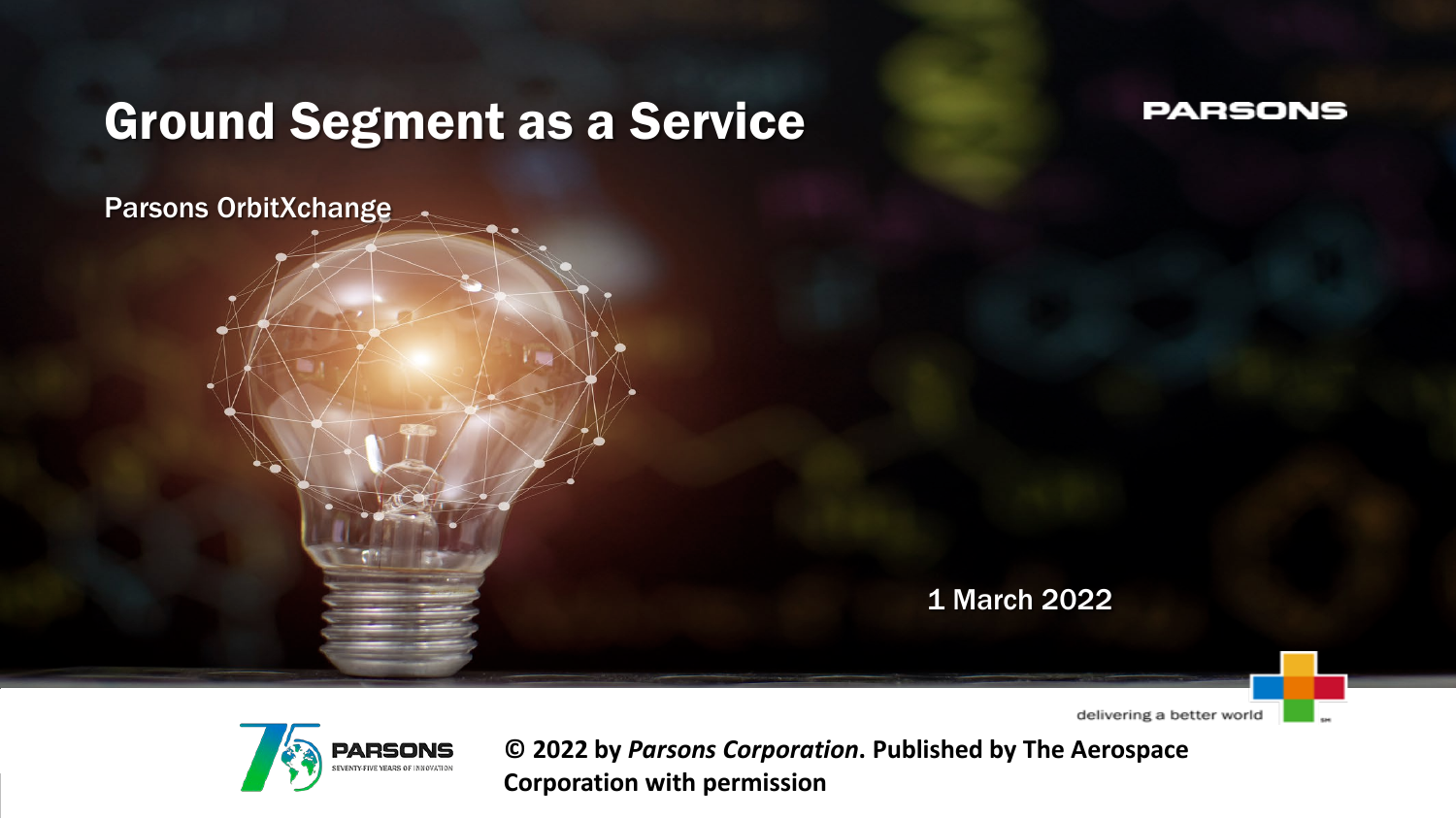# Ground Segment as a Service

PARSONS

Parsons OrbitXchange

1 March 2022

delivering a better world

PARSONS
SEVENTY-FIVE YEARS OF INNOVATION

**© 2022 by *Parsons Corporation*. Published by The Aerospace Corporation with permission**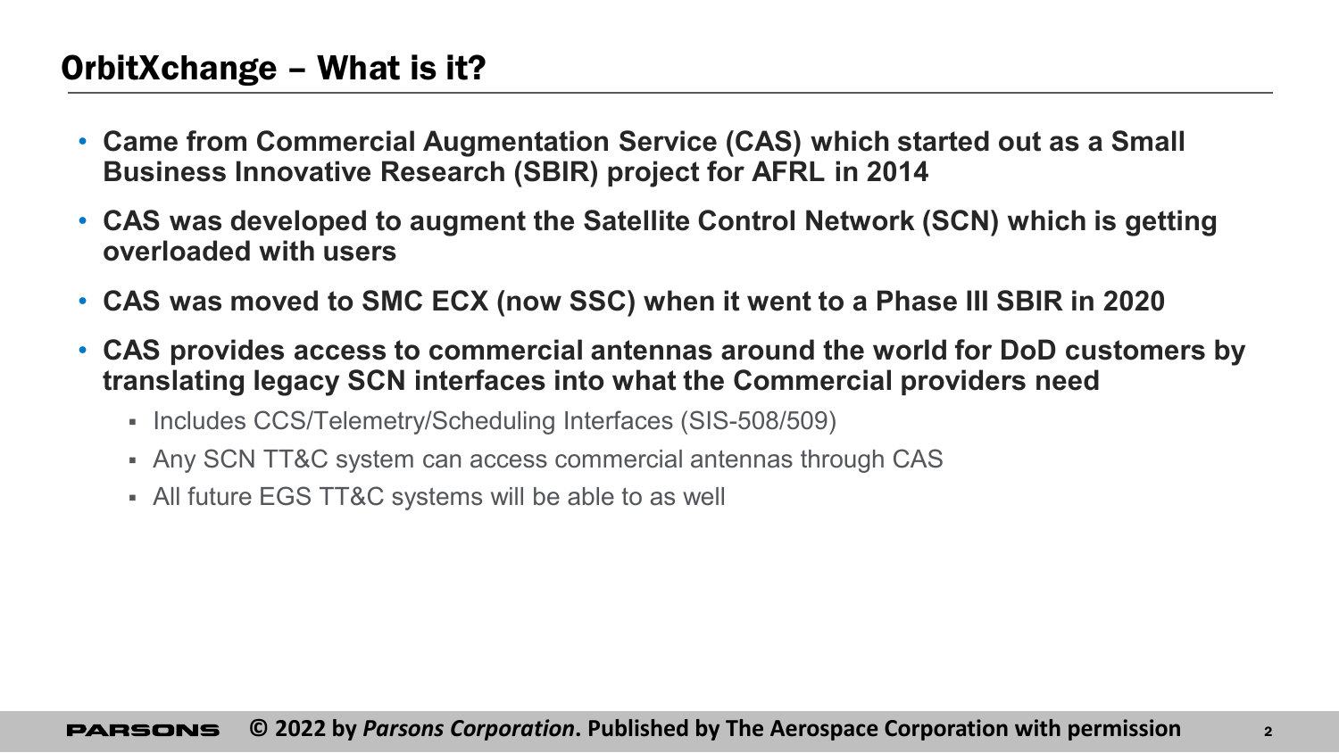## OrbitXchange – What is it?

- **Came from Commercial Augmentation Service (CAS) which started out as a Small Business Innovative Research (SBIR) project for AFRL in 2014**
- **CAS was developed to augment the Satellite Control Network (SCN) which is getting overloaded with users**
- **CAS was moved to SMC ECX (now SSC) when it went to a Phase III SBIR in 2020**
- **CAS provides access to commercial antennas around the world for DoD customers by translating legacy SCN interfaces into what the Commercial providers need**
  - Includes CCS/Telemetry/Scheduling Interfaces (SIS-508/509)
  - Any SCN TT&C system can access commercial antennas through CAS
  - All future EGS TT&C systems will be able to as well

© 2022 by *Parsons Corporation*. Published by The Aerospace Corporation with permission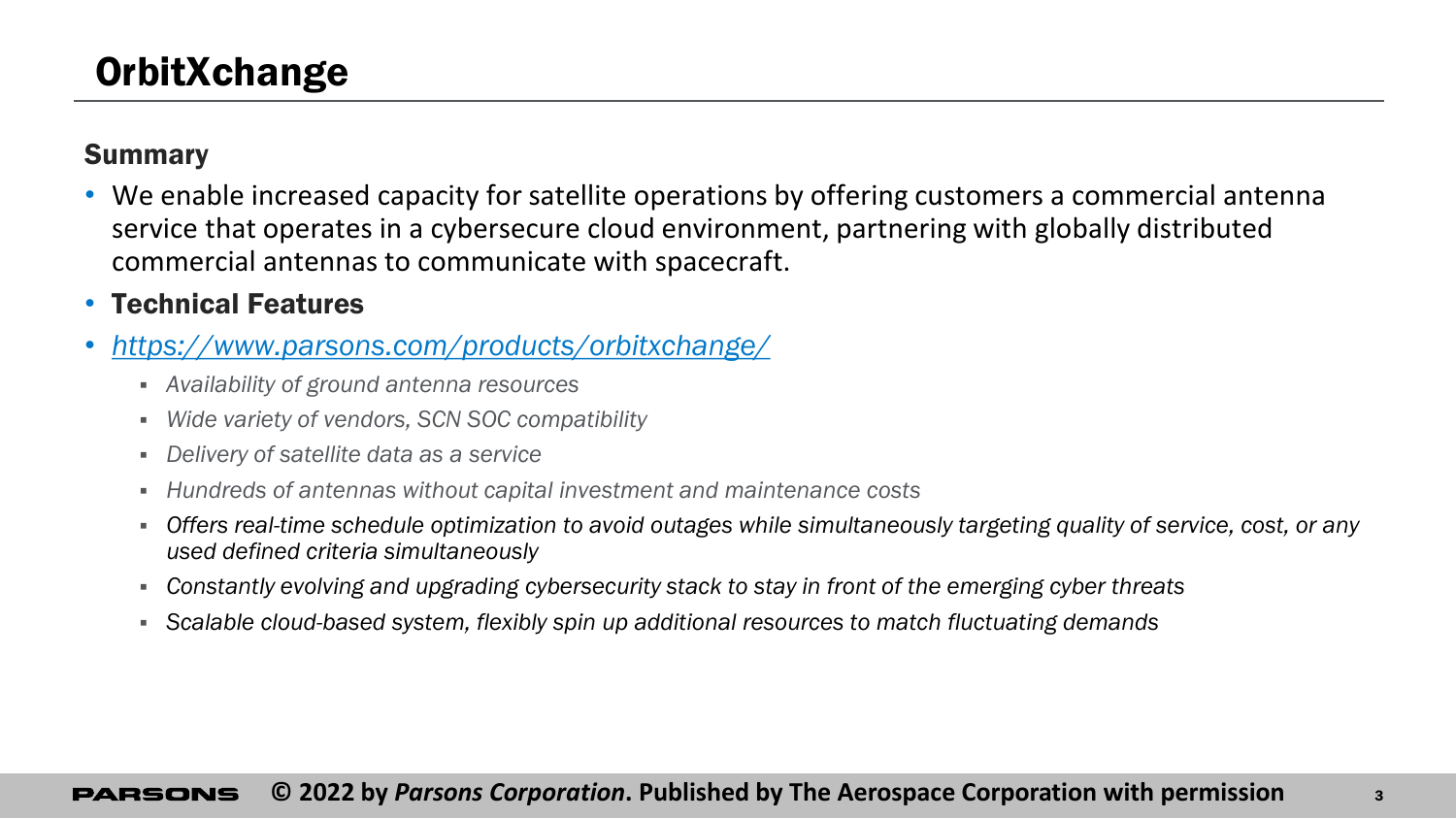# OrbitXchange

## Summary

- We enable increased capacity for satellite operations by offering customers a commercial antenna service that operates in a cybersecure cloud environment, partnering with globally distributed commercial antennas to communicate with spacecraft.
- **Technical Features**
- *https://www.parsons.com/products/orbitxchange/*
  - *Availability of ground antenna resources*
  - *Wide variety of vendors, SCN SOC compatibility*
  - *Delivery of satellite data as a service*
  - *Hundreds of antennas without capital investment and maintenance costs*
  - *Offers real-time schedule optimization to avoid outages while simultaneously targeting quality of service, cost, or any used defined criteria simultaneously*
  - *Constantly evolving and upgrading cybersecurity stack to stay in front of the emerging cyber threats*
  - *Scalable cloud-based system, flexibly spin up additional resources to match fluctuating demands*

**© 2022 by *Parsons Corporation*. Published by The Aerospace Corporation with permission**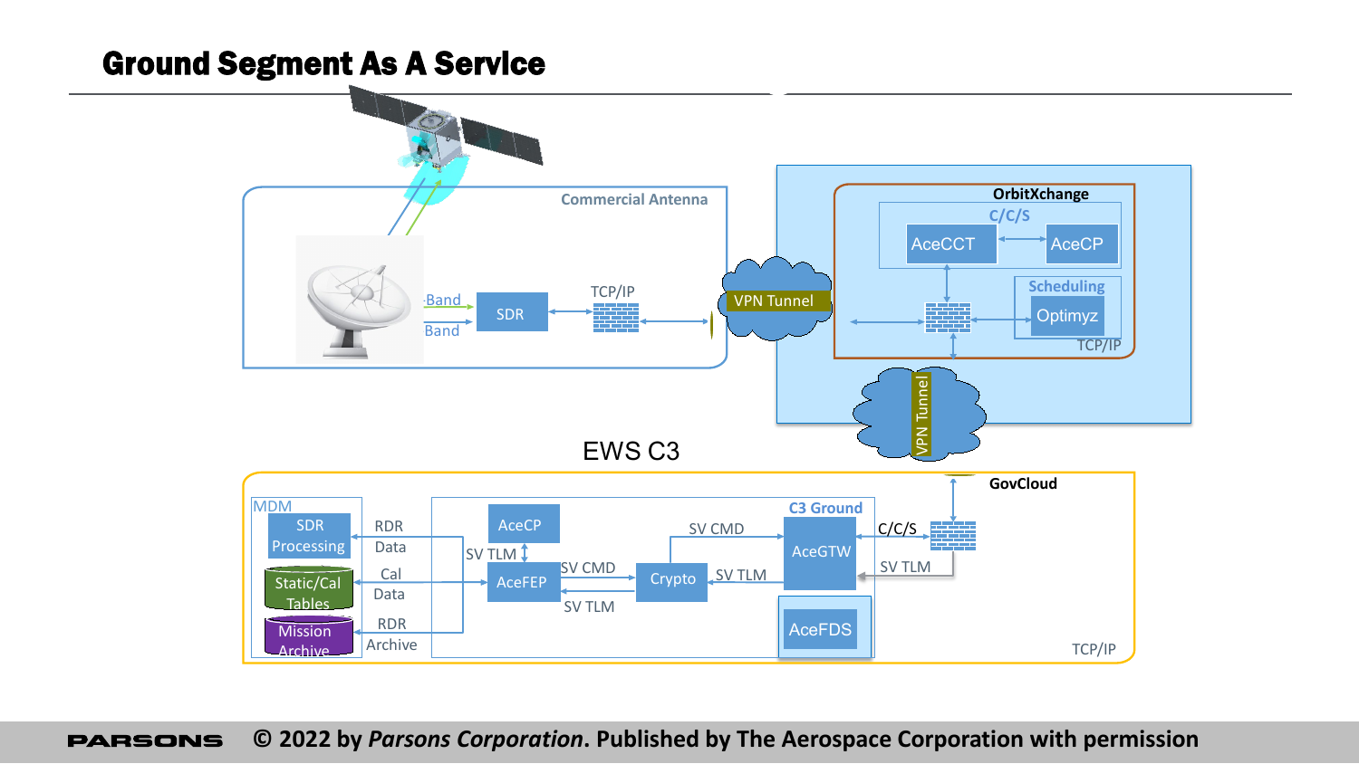# Ground Segment As A Service

Commercial Antenna

Band

Band

SDR

TCP/IP

VPN Tunnel

OrbitXchange

C/C/S

AceCCT

AceCP

Scheduling

Optimyz

TCP/IP

VPN Tunnel

EWS C3

GovCloud

MDM

SDR Processing

Static/Cal Tables

Mission Archive

RDR Data

Cal Data

RDR Archive

AceCP

SV TLM

AceFEP

SV CMD

SV TLM

Crypto

SV CMD

SV TLM

C3 Ground

AceGTW

AceFDS

C/C/S

SV TLM

TCP/IP

PARSONS © 2022 by *Parsons Corporation*. Published by The Aerospace Corporation with permission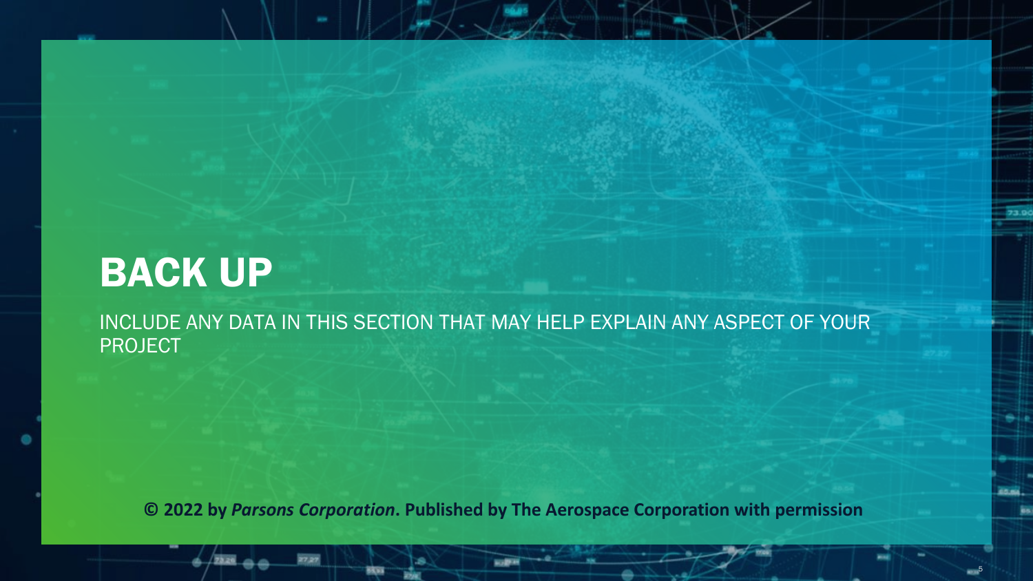# BACK UP

INCLUDE ANY DATA IN THIS SECTION THAT MAY HELP EXPLAIN ANY ASPECT OF YOUR PROJECT

**© 2022 by *Parsons Corporation*. Published by The Aerospace Corporation with permission**